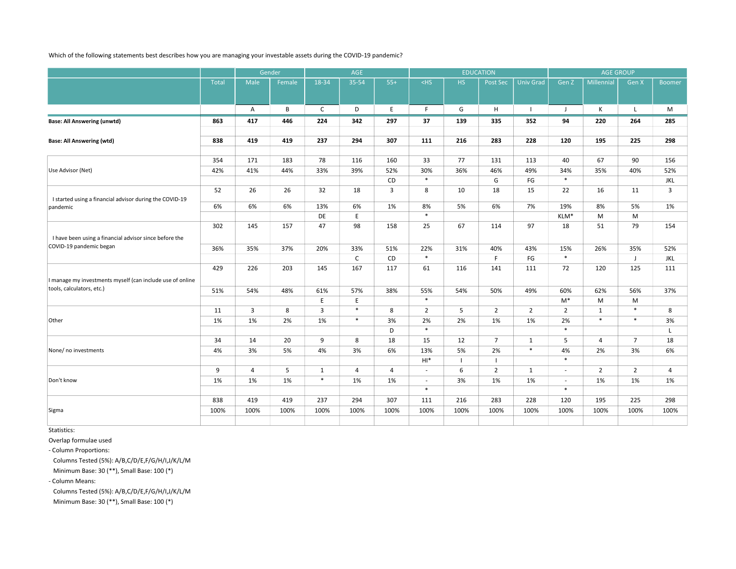Which of the following statements best describes how you are managing your investable assets during the COVID-19 pandemic?

| | Total | Gender | | AGE | | | EDUCATION | | | | AGE GROUP | | | |
|---|---|---|---|---|---|---|---|---|---|---|---|---|---|---|
| | | Male | Female | 18-34 | 35-54 | 55+ | <HS | HS | Post Sec | Univ Grad | Gen Z | Millennial | Gen X | Boomer |
| | | A | B | C | D | E | F | G | H | I | J | K | L | M |
| **Base: All Answering (unwtd)** | **863** | **417** | **446** | **224** | **342** | **297** | **37** | **139** | **335** | **352** | **94** | **220** | **264** | **285** |
| **Base: All Answering (wtd)** | **838** | **419** | **419** | **237** | **294** | **307** | **111** | **216** | **283** | **228** | **120** | **195** | **225** | **298** |
| Use Advisor (Net) | 354 | 171 | 183 | 78 | 116 | 160 | 33 | 77 | 131 | 113 | 40 | 67 | 90 | 156 |
| | 42% | 41% | 44% | 33% | 39% | 52% | 30% | 36% | 46% | 49% | 34% | 35% | 40% | 52% |
| | | | | | | CD | * | | G | FG | * | | | JKL |
| I started using a financial advisor during the COVID-19 pandemic | 52 | 26 | 26 | 32 | 18 | 3 | 8 | 10 | 18 | 15 | 22 | 16 | 11 | 3 |
| | 6% | 6% | 6% | 13% | 6% | 1% | 8% | 5% | 6% | 7% | 19% | 8% | 5% | 1% |
| | | | | DE | E | | * | | | | KLM* | M | M | |
| I have been using a financial advisor since before the COVID-19 pandemic began | 302 | 145 | 157 | 47 | 98 | 158 | 25 | 67 | 114 | 97 | 18 | 51 | 79 | 154 |
| | 36% | 35% | 37% | 20% | 33% | 51% | 22% | 31% | 40% | 43% | 15% | 26% | 35% | 52% |
| | | | | | C | CD | * | | F | FG | * | | J | JKL |
| I manage my investments myself (can include use of online tools, calculators, etc.) | 429 | 226 | 203 | 145 | 167 | 117 | 61 | 116 | 141 | 111 | 72 | 120 | 125 | 111 |
| | 51% | 54% | 48% | 61% | 57% | 38% | 55% | 54% | 50% | 49% | 60% | 62% | 56% | 37% |
| | | | | E | E | | * | | | | M* | M | M | |
| Other | 11 | 3 | 8 | 3 | * | 8 | 2 | 5 | 2 | 2 | 2 | 1 | * | 8 |
| | 1% | 1% | 2% | 1% | * | 3% | 2% | 2% | 1% | 1% | 2% | * | * | 3% |
| | | | | | | D | * | | | | * | | | L |
| None/ no investments | 34 | 14 | 20 | 9 | 8 | 18 | 15 | 12 | 7 | 1 | 5 | 4 | 7 | 18 |
| | 4% | 3% | 5% | 4% | 3% | 6% | 13% | 5% | 2% | * | 4% | 2% | 3% | 6% |
| | | | | | | | HI* | I | I | | * | | | |
| Don't know | 9 | 4 | 5 | 1 | 4 | 4 | - | 6 | 2 | 1 | - | 2 | 2 | 4 |
| | 1% | 1% | 1% | * | 1% | 1% | - | 3% | 1% | 1% | - | 1% | 1% | 1% |
| | | | | | | | * | | | | * | | | |
| Sigma | 838 | 419 | 419 | 237 | 294 | 307 | 111 | 216 | 283 | 228 | 120 | 195 | 225 | 298 |
| | 100% | 100% | 100% | 100% | 100% | 100% | 100% | 100% | 100% | 100% | 100% | 100% | 100% | 100% |

Statistics:

Overlap formulae used

- Column Proportions:
  Columns Tested (5%): A/B,C/D/E,F/G/H/I,J/K/L/M
  Minimum Base: 30 (**), Small Base: 100 (*)
- Column Means:
  Columns Tested (5%): A/B,C/D/E,F/G/H/I,J/K/L/M
  Minimum Base: 30 (**), Small Base: 100 (*)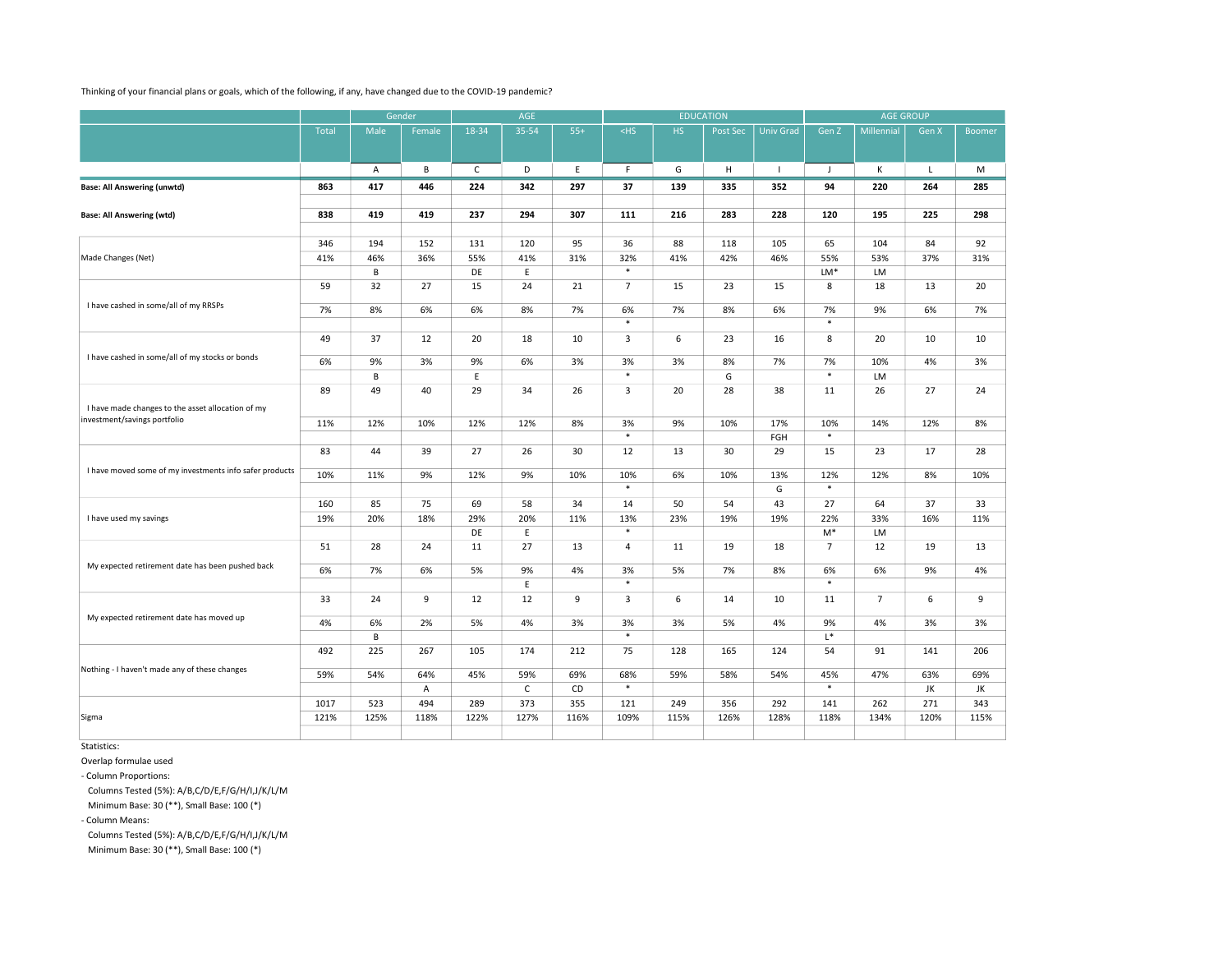Thinking of your financial plans or goals, which of the following, if any, have changed due to the COVID-19 pandemic?

| | | Gender | | AGE | | | EDUCATION | | | | AGE GROUP | | | |
|---|---|---|---|---|---|---|---|---|---|---|---|---|---|---|
| | Total | Male | Female | 18-34 | 35-54 | 55+ | <HS | HS | Post Sec | Univ Grad | Gen Z | Millennial | Gen X | Boomer |
| | | A | B | C | D | E | F | G | H | I | J | K | L | M |
| **Base: All Answering (unwtd)** | **863** | **417** | **446** | **224** | **342** | **297** | **37** | **139** | **335** | **352** | **94** | **220** | **264** | **285** |
| **Base: All Answering (wtd)** | **838** | **419** | **419** | **237** | **294** | **307** | **111** | **216** | **283** | **228** | **120** | **195** | **225** | **298** |
| Made Changes (Net) | 346 | 194 | 152 | 131 | 120 | 95 | 36 | 88 | 118 | 105 | 65 | 104 | 84 | 92 |
| | 41% | 46% | 36% | 55% | 41% | 31% | 32% | 41% | 42% | 46% | 55% | 53% | 37% | 31% |
| | | B | | DE | E | | * | | | | LM* | LM | | |
| I have cashed in some/all of my RRSPs | 59 | 32 | 27 | 15 | 24 | 21 | 7 | 15 | 23 | 15 | 8 | 18 | 13 | 20 |
| | 7% | 8% | 6% | 6% | 8% | 7% | 6% | 7% | 8% | 6% | 7% | 9% | 6% | 7% |
| | | | | | | | * | | | | * | | | |
| I have cashed in some/all of my stocks or bonds | 49 | 37 | 12 | 20 | 18 | 10 | 3 | 6 | 23 | 16 | 8 | 20 | 10 | 10 |
| | 6% | 9% | 3% | 9% | 6% | 3% | 3% | 3% | 8% | 7% | 7% | 10% | 4% | 3% |
| | | B | | E | | | * | | G | | * | LM | | |
| I have made changes to the asset allocation of my investment/savings portfolio | 89 | 49 | 40 | 29 | 34 | 26 | 3 | 20 | 28 | 38 | 11 | 26 | 27 | 24 |
| | 11% | 12% | 10% | 12% | 12% | 8% | 3% | 9% | 10% | 17% | 10% | 14% | 12% | 8% |
| | | | | | | | * | | | FGH | * | | | |
| I have moved some of my investments info safer products | 83 | 44 | 39 | 27 | 26 | 30 | 12 | 13 | 30 | 29 | 15 | 23 | 17 | 28 |
| | 10% | 11% | 9% | 12% | 9% | 10% | 10% | 6% | 10% | 13% | 12% | 12% | 8% | 10% |
| | | | | | | | * | | | G | * | | | |
| I have used my savings | 160 | 85 | 75 | 69 | 58 | 34 | 14 | 50 | 54 | 43 | 27 | 64 | 37 | 33 |
| | 19% | 20% | 18% | 29% | 20% | 11% | 13% | 23% | 19% | 19% | 22% | 33% | 16% | 11% |
| | | | | DE | E | | * | | | | M* | LM | | |
| My expected retirement date has been pushed back | 51 | 28 | 24 | 11 | 27 | 13 | 4 | 11 | 19 | 18 | 7 | 12 | 19 | 13 |
| | 6% | 7% | 6% | 5% | 9% | 4% | 3% | 5% | 7% | 8% | 6% | 6% | 9% | 4% |
| | | | | | E | | * | | | | * | | | |
| My expected retirement date has moved up | 33 | 24 | 9 | 12 | 12 | 9 | 3 | 6 | 14 | 10 | 11 | 7 | 6 | 9 |
| | 4% | 6% | 2% | 5% | 4% | 3% | 3% | 3% | 5% | 4% | 9% | 4% | 3% | 3% |
| | | B | | | | | * | | | | L* | | | |
| Nothing - I haven't made any of these changes | 492 | 225 | 267 | 105 | 174 | 212 | 75 | 128 | 165 | 124 | 54 | 91 | 141 | 206 |
| | 59% | 54% | 64% | 45% | 59% | 69% | 68% | 59% | 58% | 54% | 45% | 47% | 63% | 69% |
| | | | A | | C | CD | * | | | | * | | JK | JK |
| Sigma | 1017 | 523 | 494 | 289 | 373 | 355 | 121 | 249 | 356 | 292 | 141 | 262 | 271 | 343 |
| | 121% | 125% | 118% | 122% | 127% | 116% | 109% | 115% | 126% | 128% | 118% | 134% | 120% | 115% |

Statistics:

Overlap formulae used

- Column Proportions:
  Columns Tested (5%): A/B,C/D/E,F/G/H/I,J/K/L/M
  Minimum Base: 30 (**), Small Base: 100 (*)
- Column Means:
  Columns Tested (5%): A/B,C/D/E,F/G/H/I,J/K/L/M
  Minimum Base: 30 (**), Small Base: 100 (*)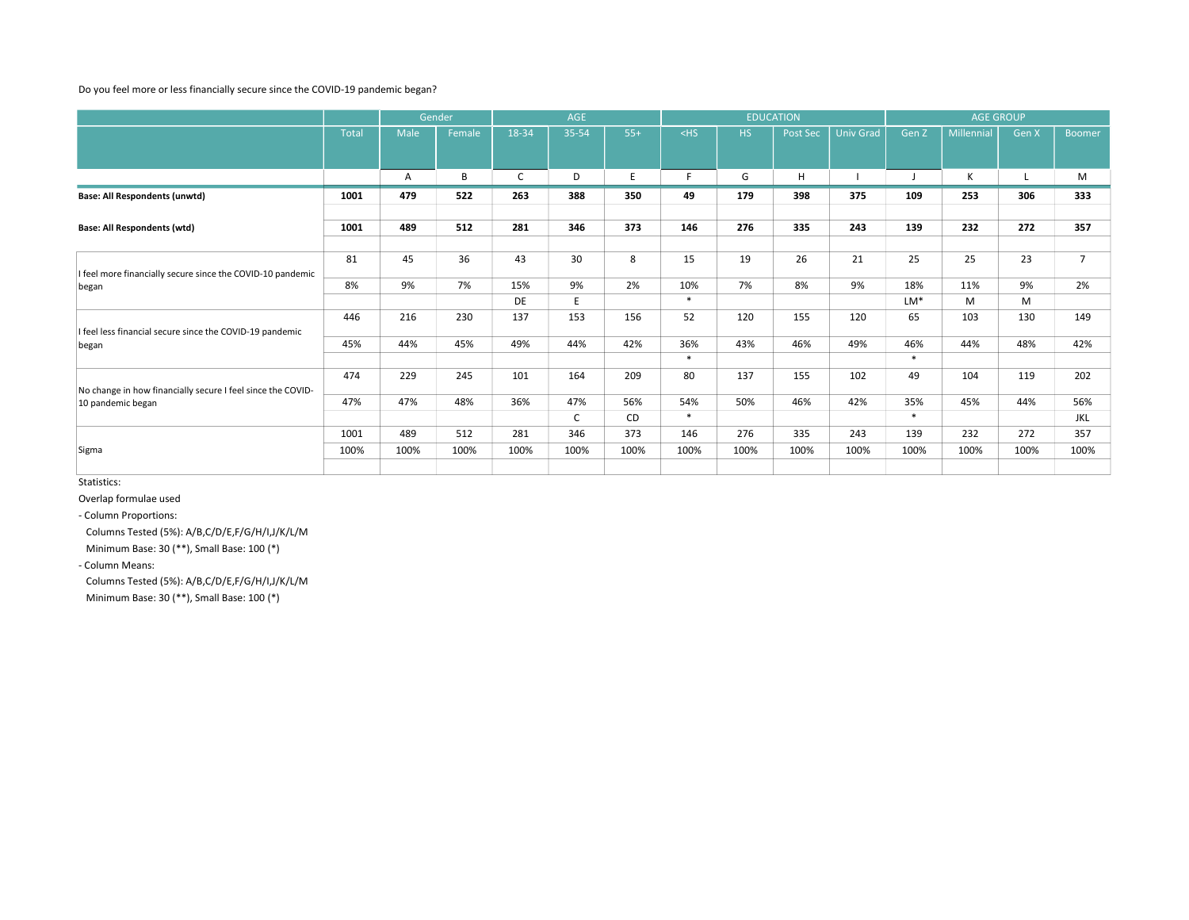Do you feel more or less financially secure since the COVID-19 pandemic began?

| | Total | Gender | | AGE | | | EDUCATION | | | | AGE GROUP | | | |
|---|---|---|---|---|---|---|---|---|---|---|---|---|---|---|
| | | Male | Female | 18-34 | 35-54 | 55+ | <HS | HS | Post Sec | Univ Grad | Gen Z | Millennial | Gen X | Boomer |
| | | A | B | C | D | E | F | G | H | I | J | K | L | M |
| **Base: All Respondents (unwtd)** | **1001** | **479** | **522** | **263** | **388** | **350** | **49** | **179** | **398** | **375** | **109** | **253** | **306** | **333** |
| **Base: All Respondents (wtd)** | **1001** | **489** | **512** | **281** | **346** | **373** | **146** | **276** | **335** | **243** | **139** | **232** | **272** | **357** |
| I feel more financially secure since the COVID-10 pandemic began | 81 | 45 | 36 | 43 | 30 | 8 | 15 | 19 | 26 | 21 | 25 | 25 | 23 | 7 |
| | 8% | 9% | 7% | 15% | 9% | 2% | 10% | 7% | 8% | 9% | 18% | 11% | 9% | 2% |
| | | | | DE | E | | * | | | | LM* | M | M | |
| I feel less financial secure since the COVID-19 pandemic began | 446 | 216 | 230 | 137 | 153 | 156 | 52 | 120 | 155 | 120 | 65 | 103 | 130 | 149 |
| | 45% | 44% | 45% | 49% | 44% | 42% | 36% | 43% | 46% | 49% | 46% | 44% | 48% | 42% |
| | | | | | | | * | | | | * | | | |
| No change in how financially secure I feel since the COVID-10 pandemic began | 474 | 229 | 245 | 101 | 164 | 209 | 80 | 137 | 155 | 102 | 49 | 104 | 119 | 202 |
| | 47% | 47% | 48% | 36% | 47% | 56% | 54% | 50% | 46% | 42% | 35% | 45% | 44% | 56% |
| | | | | | C | CD | * | | | | * | | | JKL |
| Sigma | 1001 | 489 | 512 | 281 | 346 | 373 | 146 | 276 | 335 | 243 | 139 | 232 | 272 | 357 |
| | 100% | 100% | 100% | 100% | 100% | 100% | 100% | 100% | 100% | 100% | 100% | 100% | 100% | 100% |

Statistics:

Overlap formulae used

- Column Proportions:
  Columns Tested (5%): A/B,C/D/E,F/G/H/I,J/K/L/M
  Minimum Base: 30 (**), Small Base: 100 (*)
- Column Means:
  Columns Tested (5%): A/B,C/D/E,F/G/H/I,J/K/L/M
  Minimum Base: 30 (**), Small Base: 100 (*)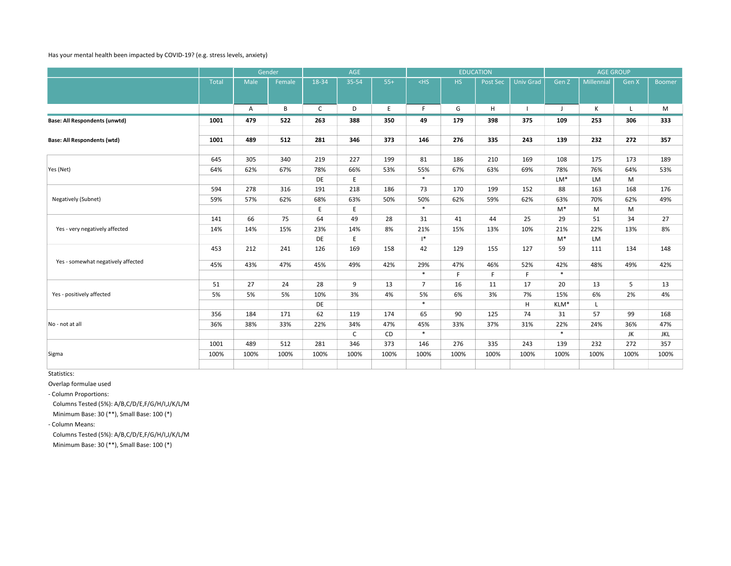Has your mental health been impacted by COVID-19? (e.g. stress levels, anxiety)

| | Total | Gender | | AGE | | | EDUCATION | | | | AGE GROUP | | | |
|---|---|---|---|---|---|---|---|---|---|---|---|---|---|---|
| | | Male | Female | 18-34 | 35-54 | 55+ | <HS | HS | Post Sec | Univ Grad | Gen Z | Millennial | Gen X | Boomer |
| | | A | B | C | D | E | F | G | H | I | J | K | L | M |
| **Base: All Respondents (unwtd)** | **1001** | **479** | **522** | **263** | **388** | **350** | **49** | **179** | **398** | **375** | **109** | **253** | **306** | **333** |
| **Base: All Respondents (wtd)** | **1001** | **489** | **512** | **281** | **346** | **373** | **146** | **276** | **335** | **243** | **139** | **232** | **272** | **357** |
| Yes (Net) | 645 | 305 | 340 | 219 | 227 | 199 | 81 | 186 | 210 | 169 | 108 | 175 | 173 | 189 |
| | 64% | 62% | 67% | 78% | 66% | 53% | 55% | 67% | 63% | 69% | 78% | 76% | 64% | 53% |
| | | | | DE | E | | * | | | | LM* | LM | M | |
| Negatively (Subnet) | 594 | 278 | 316 | 191 | 218 | 186 | 73 | 170 | 199 | 152 | 88 | 163 | 168 | 176 |
| | 59% | 57% | 62% | 68% | 63% | 50% | 50% | 62% | 59% | 62% | 63% | 70% | 62% | 49% |
| | | | | E | E | | * | | | | M* | M | M | |
| Yes - very negatively affected | 141 | 66 | 75 | 64 | 49 | 28 | 31 | 41 | 44 | 25 | 29 | 51 | 34 | 27 |
| | 14% | 14% | 15% | 23% | 14% | 8% | 21% | 15% | 13% | 10% | 21% | 22% | 13% | 8% |
| | | | | DE | E | | I* | | | | M* | LM | | |
| Yes - somewhat negatively affected | 453 | 212 | 241 | 126 | 169 | 158 | 42 | 129 | 155 | 127 | 59 | 111 | 134 | 148 |
| | 45% | 43% | 47% | 45% | 49% | 42% | 29% | 47% | 46% | 52% | 42% | 48% | 49% | 42% |
| | | | | | | | * | F | F | F | * | | | |
| Yes - positively affected | 51 | 27 | 24 | 28 | 9 | 13 | 7 | 16 | 11 | 17 | 20 | 13 | 5 | 13 |
| | 5% | 5% | 5% | 10% | 3% | 4% | 5% | 6% | 3% | 7% | 15% | 6% | 2% | 4% |
| | | | | DE | | | * | | | H | KLM* | L | | |
| No - not at all | 356 | 184 | 171 | 62 | 119 | 174 | 65 | 90 | 125 | 74 | 31 | 57 | 99 | 168 |
| | 36% | 38% | 33% | 22% | 34% | 47% | 45% | 33% | 37% | 31% | 22% | 24% | 36% | 47% |
| | | | | | C | CD | * | | | | * | | JK | JKL |
| Sigma | 1001 | 489 | 512 | 281 | 346 | 373 | 146 | 276 | 335 | 243 | 139 | 232 | 272 | 357 |
| | 100% | 100% | 100% | 100% | 100% | 100% | 100% | 100% | 100% | 100% | 100% | 100% | 100% | 100% |

Statistics:

Overlap formulae used

- Column Proportions:
  - Columns Tested (5%): A/B,C/D/E,F/G/H/I,J/K/L/M
  - Minimum Base: 30 (**), Small Base: 100 (*)
- Column Means:
  - Columns Tested (5%): A/B,C/D/E,F/G/H/I,J/K/L/M
  - Minimum Base: 30 (**), Small Base: 100 (*)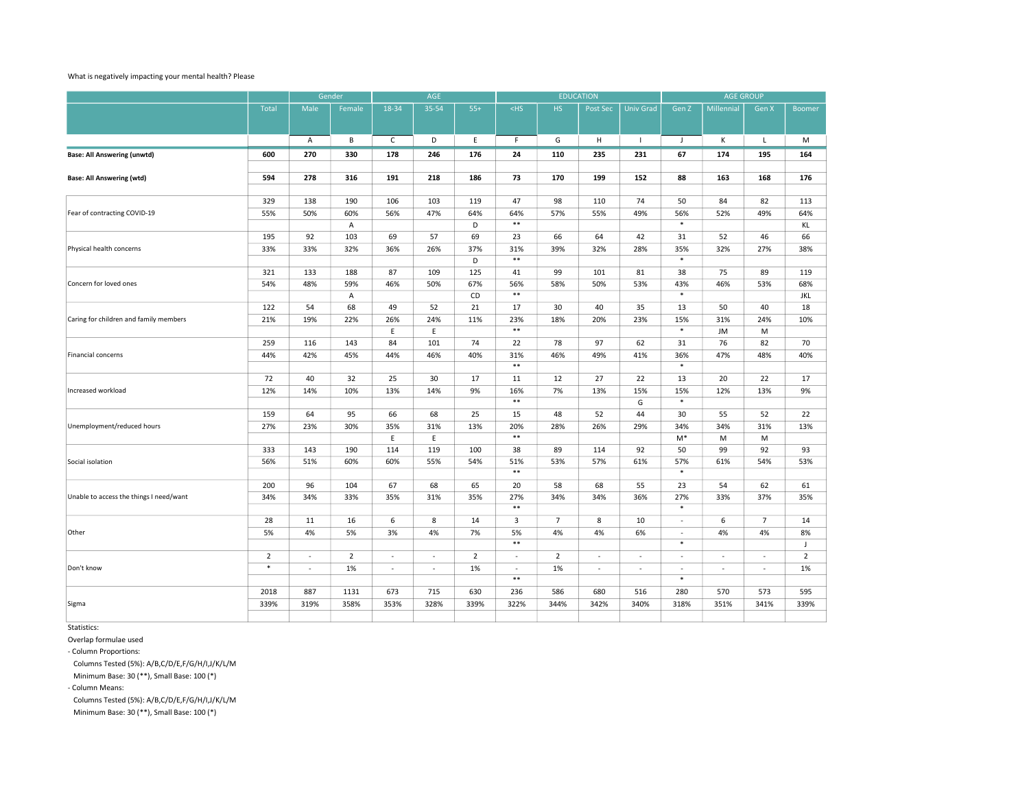What is negatively impacting your mental health? Please

| | | Gender | | AGE | | | EDUCATION | | | | AGE GROUP | | | |
|---|---|---|---|---|---|---|---|---|---|---|---|---|---|---|
| | Total | Male | Female | 18-34 | 35-54 | 55+ | <HS | HS | Post Sec | Univ Grad | Gen Z | Millennial | Gen X | Boomer |
| | | A | B | C | D | E | F | G | H | I | J | K | L | M |
| **Base: All Answering (unwtd)** | **600** | **270** | **330** | **178** | **246** | **176** | **24** | **110** | **235** | **231** | **67** | **174** | **195** | **164** |
| **Base: All Answering (wtd)** | **594** | **278** | **316** | **191** | **218** | **186** | **73** | **170** | **199** | **152** | **88** | **163** | **168** | **176** |
| Fear of contracting COVID-19 | 329 | 138 | 190 | 106 | 103 | 119 | 47 | 98 | 110 | 74 | 50 | 84 | 82 | 113 |
| | 55% | 50% | 60% | 56% | 47% | 64% | 64% | 57% | 55% | 49% | 56% | 52% | 49% | 64% |
| | | | A | | | D | ** | | | | * | | | KL |
| Physical health concerns | 195 | 92 | 103 | 69 | 57 | 69 | 23 | 66 | 64 | 42 | 31 | 52 | 46 | 66 |
| | 33% | 33% | 32% | 36% | 26% | 37% | 31% | 39% | 32% | 28% | 35% | 32% | 27% | 38% |
| | | | | | | D | ** | | | | * | | | |
| Concern for loved ones | 321 | 133 | 188 | 87 | 109 | 125 | 41 | 99 | 101 | 81 | 38 | 75 | 89 | 119 |
| | 54% | 48% | 59% | 46% | 50% | 67% | 56% | 58% | 50% | 53% | 43% | 46% | 53% | 68% |
| | | | A | | | CD | ** | | | | * | | | JKL |
| Caring for children and family members | 122 | 54 | 68 | 49 | 52 | 21 | 17 | 30 | 40 | 35 | 13 | 50 | 40 | 18 |
| | 21% | 19% | 22% | 26% | 24% | 11% | 23% | 18% | 20% | 23% | 15% | 31% | 24% | 10% |
| | | | | E | E | | ** | | | | * | JM | M | |
| Financial concerns | 259 | 116 | 143 | 84 | 101 | 74 | 22 | 78 | 97 | 62 | 31 | 76 | 82 | 70 |
| | 44% | 42% | 45% | 44% | 46% | 40% | 31% | 46% | 49% | 41% | 36% | 47% | 48% | 40% |
| | | | | | | | ** | | | | * | | | |
| Increased workload | 72 | 40 | 32 | 25 | 30 | 17 | 11 | 12 | 27 | 22 | 13 | 20 | 22 | 17 |
| | 12% | 14% | 10% | 13% | 14% | 9% | 16% | 7% | 13% | 15% | 15% | 12% | 13% | 9% |
| | | | | | | | ** | | | G | * | | | |
| Unemployment/reduced hours | 159 | 64 | 95 | 66 | 68 | 25 | 15 | 48 | 52 | 44 | 30 | 55 | 52 | 22 |
| | 27% | 23% | 30% | 35% | 31% | 13% | 20% | 28% | 26% | 29% | 34% | 34% | 31% | 13% |
| | | | | E | E | | ** | | | | M* | M | M | |
| Social isolation | 333 | 143 | 190 | 114 | 119 | 100 | 38 | 89 | 114 | 92 | 50 | 99 | 92 | 93 |
| | 56% | 51% | 60% | 60% | 55% | 54% | 51% | 53% | 57% | 61% | 57% | 61% | 54% | 53% |
| | | | | | | | ** | | | | * | | | |
| Unable to access the things I need/want | 200 | 96 | 104 | 67 | 68 | 65 | 20 | 58 | 68 | 55 | 23 | 54 | 62 | 61 |
| | 34% | 34% | 33% | 35% | 31% | 35% | 27% | 34% | 34% | 36% | 27% | 33% | 37% | 35% |
| | | | | | | | ** | | | | * | | | |
| Other | 28 | 11 | 16 | 6 | 8 | 14 | 3 | 7 | 8 | 10 | - | 6 | 7 | 14 |
| | 5% | 4% | 5% | 3% | 4% | 7% | 5% | 4% | 4% | 6% | - | 4% | 4% | 8% |
| | | | | | | | ** | | | | * | | | J |
| Don't know | 2 | - | 2 | - | - | 2 | - | 2 | - | - | - | - | - | 2 |
| | * | - | 1% | - | - | 1% | - | 1% | - | - | - | - | - | 1% |
| | | | | | | | ** | | | | * | | | |
| Sigma | 2018 | 887 | 1131 | 673 | 715 | 630 | 236 | 586 | 680 | 516 | 280 | 570 | 573 | 595 |
| | 339% | 319% | 358% | 353% | 328% | 339% | 322% | 344% | 342% | 340% | 318% | 351% | 341% | 339% |

Statistics:

Overlap formulae used

- Column Proportions:

  Columns Tested (5%): A/B,C/D/E,F/G/H/I,J/K/L/M

  Minimum Base: 30 (**), Small Base: 100 (*)

- Column Means:

  Columns Tested (5%): A/B,C/D/E,F/G/H/I,J/K/L/M

  Minimum Base: 30 (**), Small Base: 100 (*)